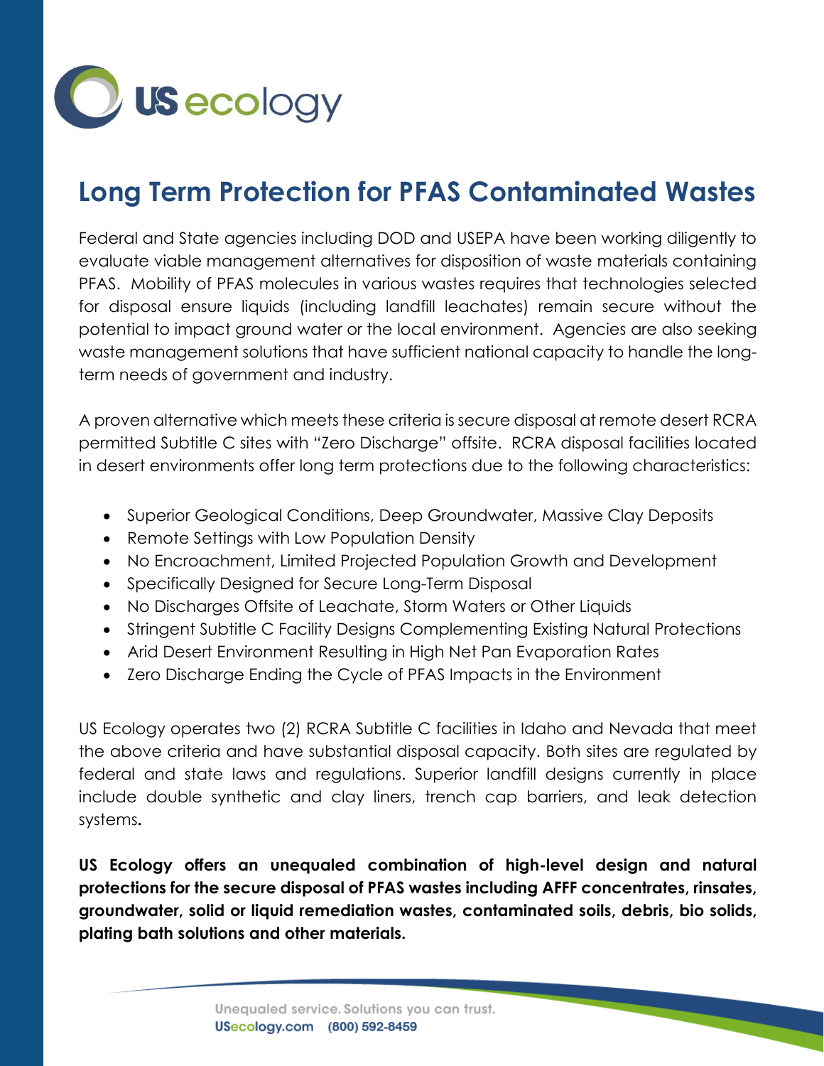# Long Term Protection for PFAS Contaminated Wastes

Federal and State agencies including DOD and USEPA have been working diligently to evaluate viable management alternatives for disposition of waste materials containing PFAS. Mobility of PFAS molecules in various wastes requires that technologies selected for disposal ensure liquids (including landfill leachates) remain secure without the potential to impact ground water or the local environment. Agencies are also seeking waste management solutions that have sufficient national capacity to handle the long-term needs of government and industry.

A proven alternative which meets these criteria is secure disposal at remote desert RCRA permitted Subtitle C sites with "Zero Discharge" offsite. RCRA disposal facilities located in desert environments offer long term protections due to the following characteristics:

- Superior Geological Conditions, Deep Groundwater, Massive Clay Deposits
- Remote Settings with Low Population Density
- No Encroachment, Limited Projected Population Growth and Development
- Specifically Designed for Secure Long-Term Disposal
- No Discharges Offsite of Leachate, Storm Waters or Other Liquids
- Stringent Subtitle C Facility Designs Complementing Existing Natural Protections
- Arid Desert Environment Resulting in High Net Pan Evaporation Rates
- Zero Discharge Ending the Cycle of PFAS Impacts in the Environment

US Ecology operates two (2) RCRA Subtitle C facilities in Idaho and Nevada that meet the above criteria and have substantial disposal capacity. Both sites are regulated by federal and state laws and regulations. Superior landfill designs currently in place include double synthetic and clay liners, trench cap barriers, and leak detection systems.

**US Ecology offers an unequaled combination of high-level design and natural protections for the secure disposal of PFAS wastes including AFFF concentrates, rinsates, groundwater, solid or liquid remediation wastes, contaminated soils, debris, bio solids, plating bath solutions and other materials.**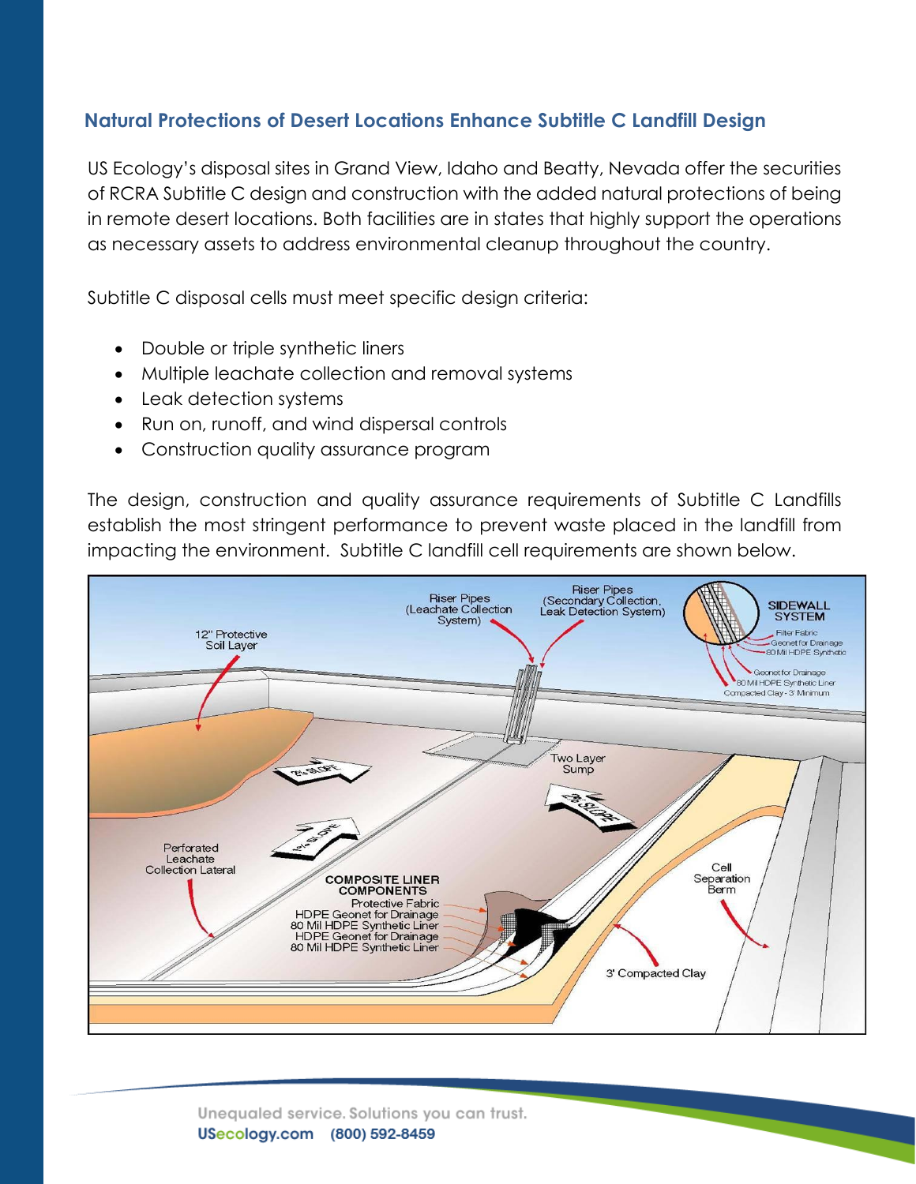## Natural Protections of Desert Locations Enhance Subtitle C Landfill Design

US Ecology's disposal sites in Grand View, Idaho and Beatty, Nevada offer the securities of RCRA Subtitle C design and construction with the added natural protections of being in remote desert locations. Both facilities are in states that highly support the operations as necessary assets to address environmental cleanup throughout the country.

Subtitle C disposal cells must meet specific design criteria:

- Double or triple synthetic liners
- Multiple leachate collection and removal systems
- Leak detection systems
- Run on, runoff, and wind dispersal controls
- Construction quality assurance program

The design, construction and quality assurance requirements of Subtitle C Landfills establish the most stringent performance to prevent waste placed in the landfill from impacting the environment. Subtitle C landfill cell requirements are shown below.

Riser Pipes (Leachate Collection System)

Riser Pipes (Secondary Collection, Leak Detection System)

SIDEWALL SYSTEM

Filter Fabric

Geonet for Drainage

80 Mil HDPE Synthetic

Geonet for Drainage

80 Mil HDPE Synthetic Liner

Compacted Clay - 3' Minimum

12" Protective Soil Layer

2% SLOPE

Two Layer Sump

2% SLOPE

1% SLOPE

Perforated Leachate Collection Lateral

COMPOSITE LINER COMPONENTS

Protective Fabric

HDPE Geonet for Drainage

80 Mil HDPE Synthetic Liner

HDPE Geonet for Drainage

80 Mil HDPE Synthetic Liner

Cell Separation Berm

3' Compacted Clay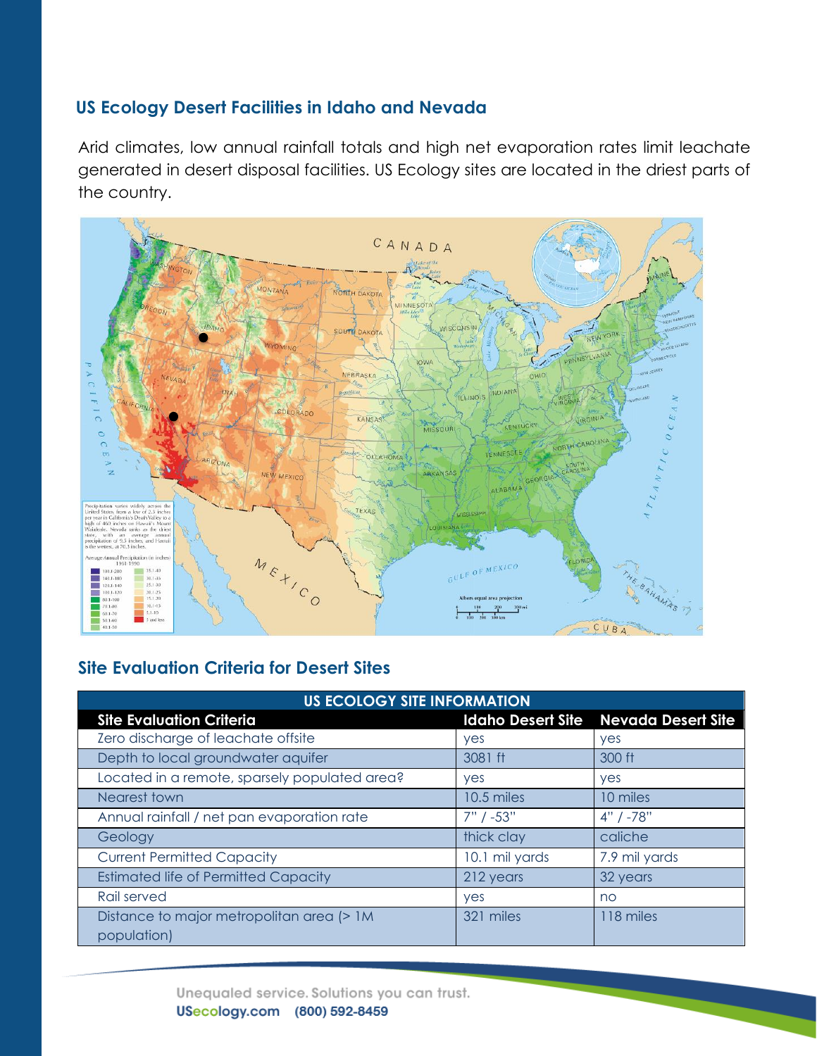## US Ecology Desert Facilities in Idaho and Nevada

Arid climates, low annual rainfall totals and high net evaporation rates limit leachate generated in desert disposal facilities. US Ecology sites are located in the driest parts of the country.

## Site Evaluation Criteria for Desert Sites

| US ECOLOGY SITE INFORMATION | | |
|---|---|---|
| **Site Evaluation Criteria** | **Idaho Desert Site** | **Nevada Desert Site** |
| Zero discharge of leachate offsite | yes | yes |
| Depth to local groundwater aquifer | 3081 ft | 300 ft |
| Located in a remote, sparsely populated area? | yes | yes |
| Nearest town | 10.5 miles | 10 miles |
| Annual rainfall / net pan evaporation rate | 7" / -53" | 4" / -78" |
| Geology | thick clay | caliche |
| Current Permitted Capacity | 10.1 mil yards | 7.9 mil yards |
| Estimated life of Permitted Capacity | 212 years | 32 years |
| Rail served | yes | no |
| Distance to major metropolitan area (> 1M population) | 321 miles | 118 miles |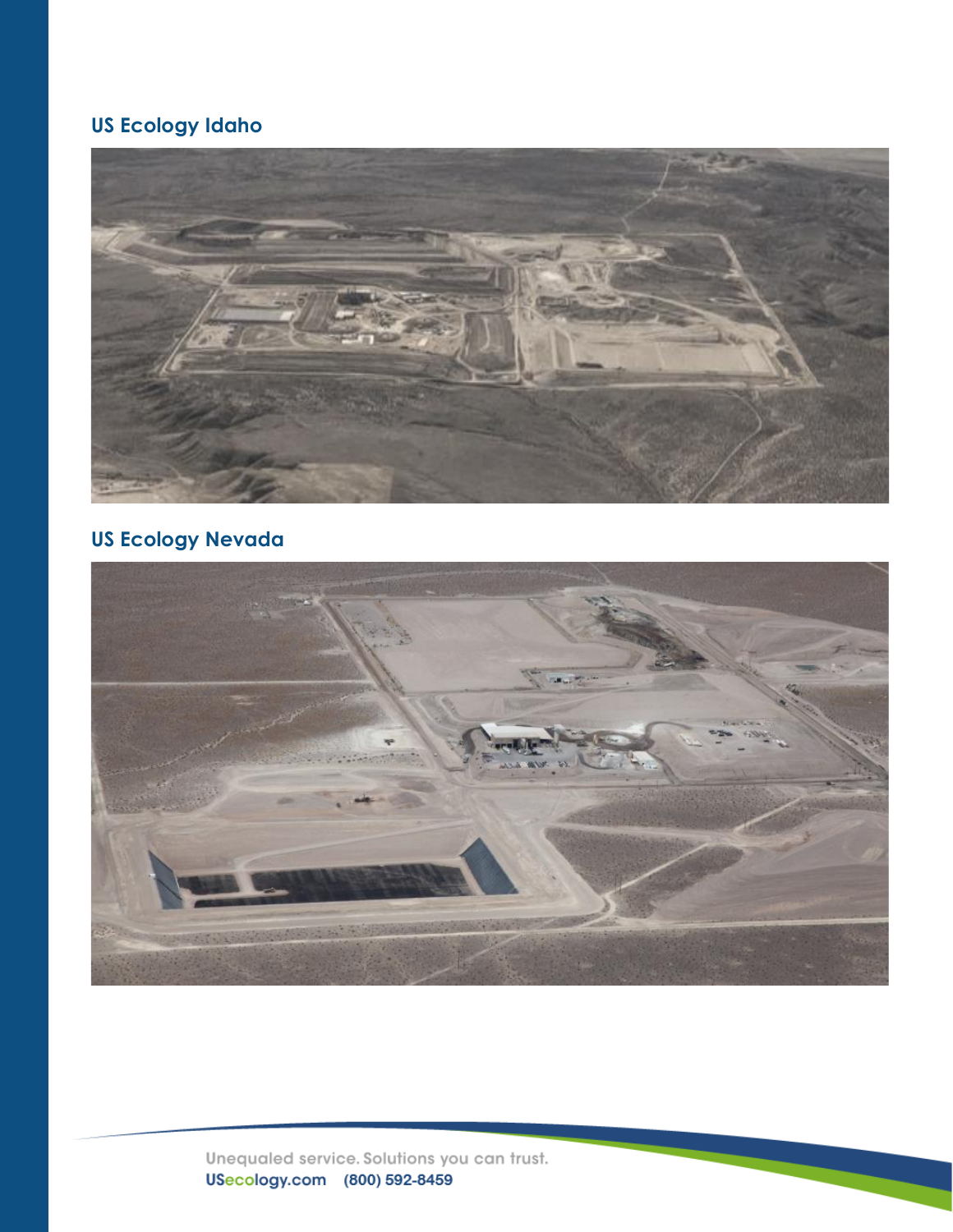## US Ecology Idaho

## US Ecology Nevada

Unequaled service. Solutions you can trust.
USecology.com (800) 592-8459